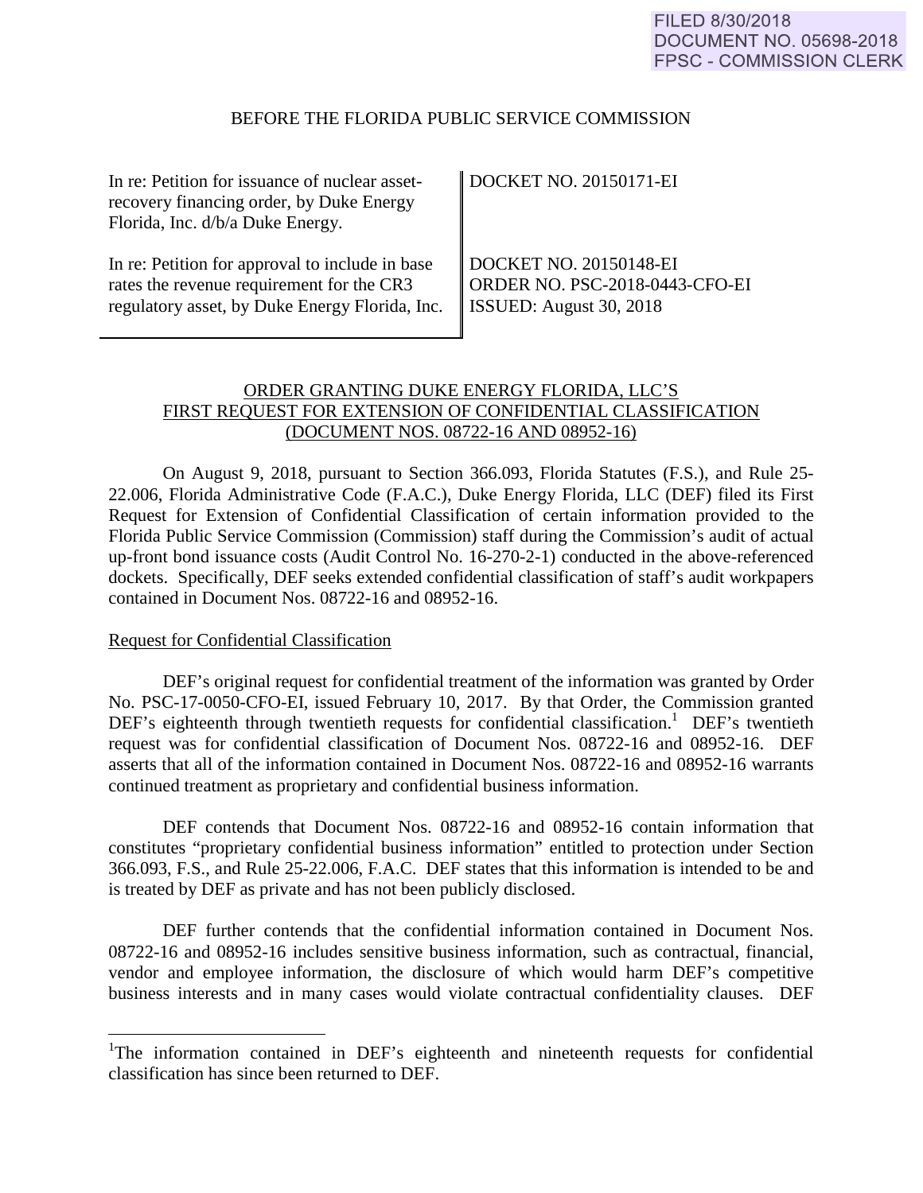FILED 8/30/2018
DOCUMENT NO. 05698-2018
FPSC - COMMISSION CLERK

BEFORE THE FLORIDA PUBLIC SERVICE COMMISSION

| | |
|---|---|
| In re: Petition for issuance of nuclear asset-recovery financing order, by Duke Energy Florida, Inc. d/b/a Duke Energy. | DOCKET NO. 20150171-EI |
| In re: Petition for approval to include in base rates the revenue requirement for the CR3 regulatory asset, by Duke Energy Florida, Inc. | DOCKET NO. 20150148-EI<br>ORDER NO. PSC-2018-0443-CFO-EI<br>ISSUED: August 30, 2018 |

ORDER GRANTING DUKE ENERGY FLORIDA, LLC'S FIRST REQUEST FOR EXTENSION OF CONFIDENTIAL CLASSIFICATION (DOCUMENT NOS. 08722-16 AND 08952-16)

On August 9, 2018, pursuant to Section 366.093, Florida Statutes (F.S.), and Rule 25-22.006, Florida Administrative Code (F.A.C.), Duke Energy Florida, LLC (DEF) filed its First Request for Extension of Confidential Classification of certain information provided to the Florida Public Service Commission (Commission) staff during the Commission's audit of actual up-front bond issuance costs (Audit Control No. 16-270-2-1) conducted in the above-referenced dockets. Specifically, DEF seeks extended confidential classification of staff's audit workpapers contained in Document Nos. 08722-16 and 08952-16.

Request for Confidential Classification

DEF's original request for confidential treatment of the information was granted by Order No. PSC-17-0050-CFO-EI, issued February 10, 2017. By that Order, the Commission granted DEF's eighteenth through twentieth requests for confidential classification.[1] DEF's twentieth request was for confidential classification of Document Nos. 08722-16 and 08952-16. DEF asserts that all of the information contained in Document Nos. 08722-16 and 08952-16 warrants continued treatment as proprietary and confidential business information.

DEF contends that Document Nos. 08722-16 and 08952-16 contain information that constitutes "proprietary confidential business information" entitled to protection under Section 366.093, F.S., and Rule 25-22.006, F.A.C. DEF states that this information is intended to be and is treated by DEF as private and has not been publicly disclosed.

DEF further contends that the confidential information contained in Document Nos. 08722-16 and 08952-16 includes sensitive business information, such as contractual, financial, vendor and employee information, the disclosure of which would harm DEF's competitive business interests and in many cases would violate contractual confidentiality clauses. DEF

[1]The information contained in DEF's eighteenth and nineteenth requests for confidential classification has since been returned to DEF.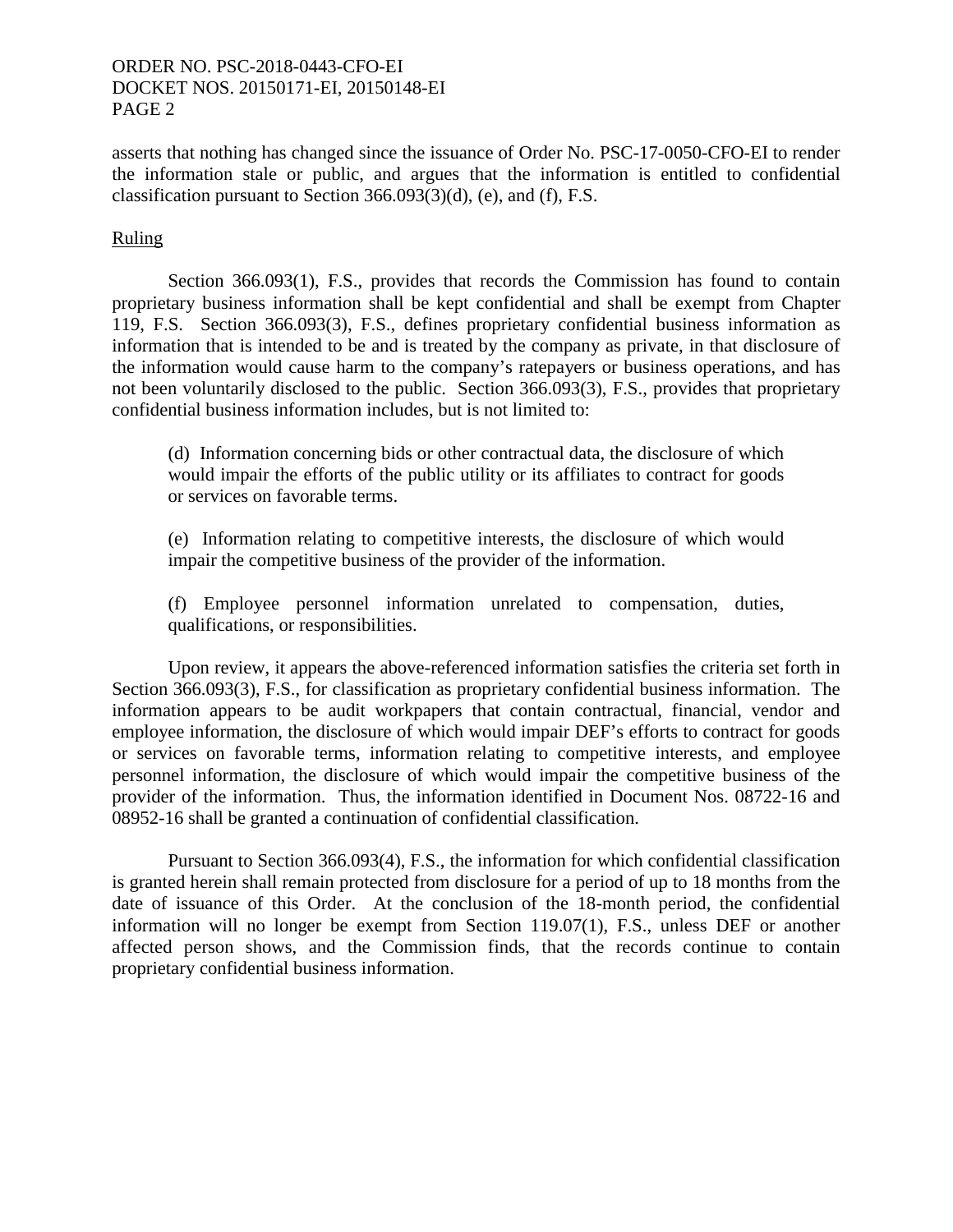asserts that nothing has changed since the issuance of Order No. PSC-17-0050-CFO-EI to render the information stale or public, and argues that the information is entitled to confidential classification pursuant to Section 366.093(3)(d), (e), and (f), F.S.

Ruling

Section 366.093(1), F.S., provides that records the Commission has found to contain proprietary business information shall be kept confidential and shall be exempt from Chapter 119, F.S. Section 366.093(3), F.S., defines proprietary confidential business information as information that is intended to be and is treated by the company as private, in that disclosure of the information would cause harm to the company's ratepayers or business operations, and has not been voluntarily disclosed to the public. Section 366.093(3), F.S., provides that proprietary confidential business information includes, but is not limited to:

> (d) Information concerning bids or other contractual data, the disclosure of which would impair the efforts of the public utility or its affiliates to contract for goods or services on favorable terms.
>
> (e) Information relating to competitive interests, the disclosure of which would impair the competitive business of the provider of the information.
>
> (f) Employee personnel information unrelated to compensation, duties, qualifications, or responsibilities.

Upon review, it appears the above-referenced information satisfies the criteria set forth in Section 366.093(3), F.S., for classification as proprietary confidential business information. The information appears to be audit workpapers that contain contractual, financial, vendor and employee information, the disclosure of which would impair DEF's efforts to contract for goods or services on favorable terms, information relating to competitive interests, and employee personnel information, the disclosure of which would impair the competitive business of the provider of the information. Thus, the information identified in Document Nos. 08722-16 and 08952-16 shall be granted a continuation of confidential classification.

Pursuant to Section 366.093(4), F.S., the information for which confidential classification is granted herein shall remain protected from disclosure for a period of up to 18 months from the date of issuance of this Order. At the conclusion of the 18-month period, the confidential information will no longer be exempt from Section 119.07(1), F.S., unless DEF or another affected person shows, and the Commission finds, that the records continue to contain proprietary confidential business information.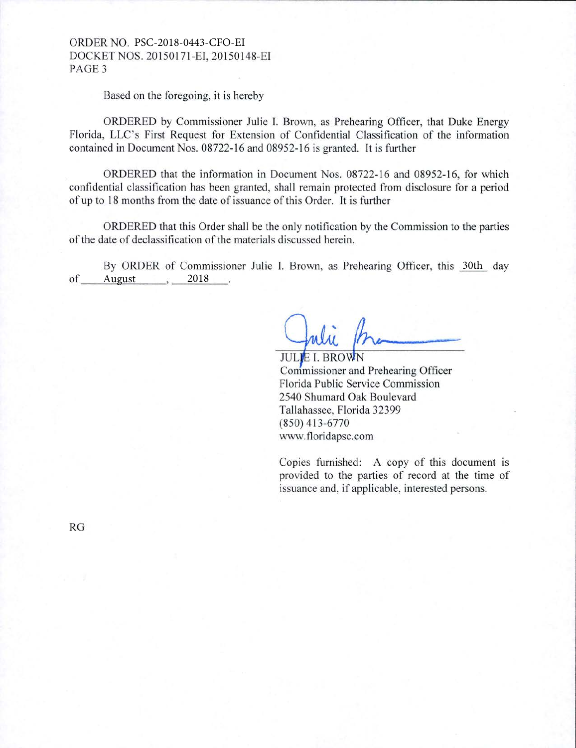Based on the foregoing, it is hereby

ORDERED by Commissioner Julie I. Brown, as Prehearing Officer, that Duke Energy Florida, LLC's First Request for Extension of Confidential Classification of the information contained in Document Nos. 08722-16 and 08952-16 is granted. It is further

ORDERED that the information in Document Nos. 08722-16 and 08952-16, for which confidential classification has been granted, shall remain protected from disclosure for a period of up to 18 months from the date of issuance of this Order. It is further

ORDERED that this Order shall be the only notification by the Commission to the parties of the date of declassification of the materials discussed herein.

By ORDER of Commissioner Julie I. Brown, as Prehearing Officer, this 30th day of August, 2018.

JULIE I. BROWN
Commissioner and Prehearing Officer
Florida Public Service Commission
2540 Shumard Oak Boulevard
Tallahassee, Florida 32399
(850) 413-6770
www.floridapsc.com

Copies furnished: A copy of this document is provided to the parties of record at the time of issuance and, if applicable, interested persons.

RG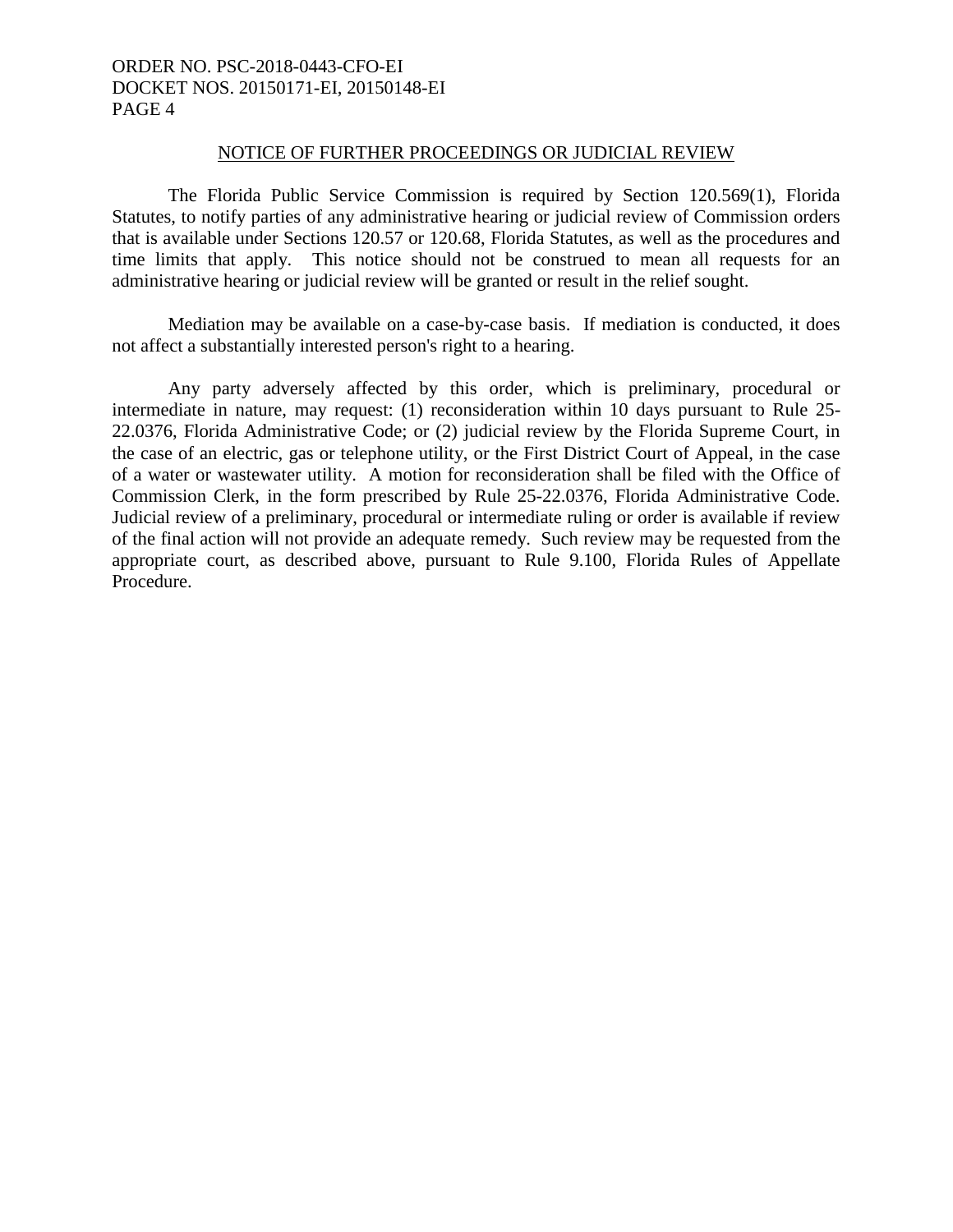NOTICE OF FURTHER PROCEEDINGS OR JUDICIAL REVIEW

The Florida Public Service Commission is required by Section 120.569(1), Florida Statutes, to notify parties of any administrative hearing or judicial review of Commission orders that is available under Sections 120.57 or 120.68, Florida Statutes, as well as the procedures and time limits that apply. This notice should not be construed to mean all requests for an administrative hearing or judicial review will be granted or result in the relief sought.

Mediation may be available on a case-by-case basis. If mediation is conducted, it does not affect a substantially interested person's right to a hearing.

Any party adversely affected by this order, which is preliminary, procedural or intermediate in nature, may request: (1) reconsideration within 10 days pursuant to Rule 25-22.0376, Florida Administrative Code; or (2) judicial review by the Florida Supreme Court, in the case of an electric, gas or telephone utility, or the First District Court of Appeal, in the case of a water or wastewater utility. A motion for reconsideration shall be filed with the Office of Commission Clerk, in the form prescribed by Rule 25-22.0376, Florida Administrative Code. Judicial review of a preliminary, procedural or intermediate ruling or order is available if review of the final action will not provide an adequate remedy. Such review may be requested from the appropriate court, as described above, pursuant to Rule 9.100, Florida Rules of Appellate Procedure.